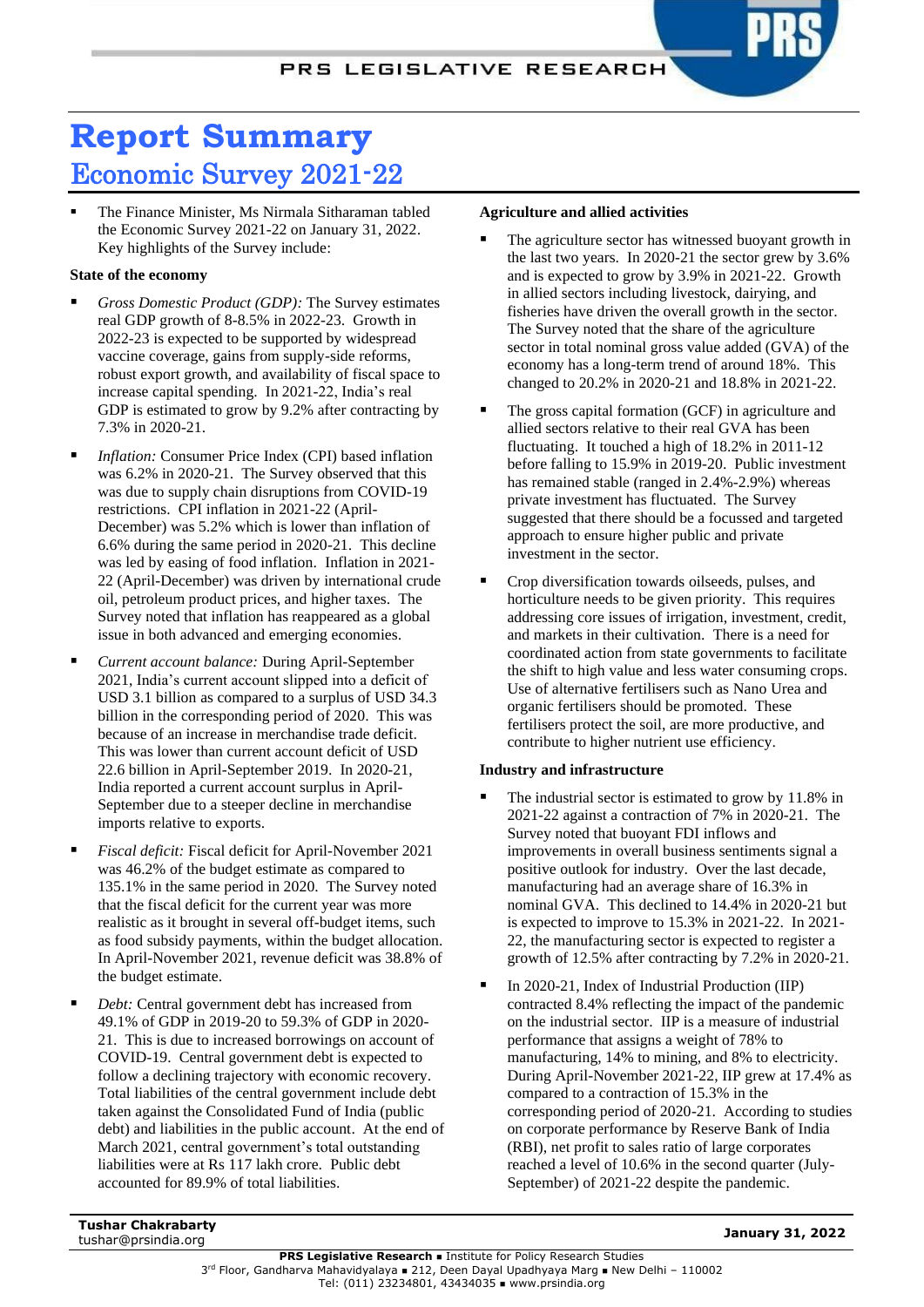# Report Summary

## Economic Survey 2021-22

- The Finance Minister, Ms Nirmala Sitharaman tabled the Economic Survey 2021-22 on January 31, 2022. Key highlights of the Survey include:

### State of the economy

- *Gross Domestic Product (GDP):* The Survey estimates real GDP growth of 8-8.5% in 2022-23. Growth in 2022-23 is expected to be supported by widespread vaccine coverage, gains from supply-side reforms, robust export growth, and availability of fiscal space to increase capital spending. In 2021-22, India's real GDP is estimated to grow by 9.2% after contracting by 7.3% in 2020-21.
- *Inflation:* Consumer Price Index (CPI) based inflation was 6.2% in 2020-21. The Survey observed that this was due to supply chain disruptions from COVID-19 restrictions. CPI inflation in 2021-22 (April-December) was 5.2% which is lower than inflation of 6.6% during the same period in 2020-21. This decline was led by easing of food inflation. Inflation in 2021-22 (April-December) was driven by international crude oil, petroleum product prices, and higher taxes. The Survey noted that inflation has reappeared as a global issue in both advanced and emerging economies.
- *Current account balance:* During April-September 2021, India's current account slipped into a deficit of USD 3.1 billion as compared to a surplus of USD 34.3 billion in the corresponding period of 2020. This was because of an increase in merchandise trade deficit. This was lower than current account deficit of USD 22.6 billion in April-September 2019. In 2020-21, India reported a current account surplus in April-September due to a steeper decline in merchandise imports relative to exports.
- *Fiscal deficit:* Fiscal deficit for April-November 2021 was 46.2% of the budget estimate as compared to 135.1% in the same period in 2020. The Survey noted that the fiscal deficit for the current year was more realistic as it brought in several off-budget items, such as food subsidy payments, within the budget allocation. In April-November 2021, revenue deficit was 38.8% of the budget estimate.
- *Debt:* Central government debt has increased from 49.1% of GDP in 2019-20 to 59.3% of GDP in 2020-21. This is due to increased borrowings on account of COVID-19. Central government debt is expected to follow a declining trajectory with economic recovery. Total liabilities of the central government include debt taken against the Consolidated Fund of India (public debt) and liabilities in the public account. At the end of March 2021, central government's total outstanding liabilities were at Rs 117 lakh crore. Public debt accounted for 89.9% of total liabilities.

### Agriculture and allied activities

- The agriculture sector has witnessed buoyant growth in the last two years. In 2020-21 the sector grew by 3.6% and is expected to grow by 3.9% in 2021-22. Growth in allied sectors including livestock, dairying, and fisheries have driven the overall growth in the sector. The Survey noted that the share of the agriculture sector in total nominal gross value added (GVA) of the economy has a long-term trend of around 18%. This changed to 20.2% in 2020-21 and 18.8% in 2021-22.
- The gross capital formation (GCF) in agriculture and allied sectors relative to their real GVA has been fluctuating. It touched a high of 18.2% in 2011-12 before falling to 15.9% in 2019-20. Public investment has remained stable (ranged in 2.4%-2.9%) whereas private investment has fluctuated. The Survey suggested that there should be a focussed and targeted approach to ensure higher public and private investment in the sector.
- Crop diversification towards oilseeds, pulses, and horticulture needs to be given priority. This requires addressing core issues of irrigation, investment, credit, and markets in their cultivation. There is a need for coordinated action from state governments to facilitate the shift to high value and less water consuming crops. Use of alternative fertilisers such as Nano Urea and organic fertilisers should be promoted. These fertilisers protect the soil, are more productive, and contribute to higher nutrient use efficiency.

### Industry and infrastructure

- The industrial sector is estimated to grow by 11.8% in 2021-22 against a contraction of 7% in 2020-21. The Survey noted that buoyant FDI inflows and improvements in overall business sentiments signal a positive outlook for industry. Over the last decade, manufacturing had an average share of 16.3% in nominal GVA. This declined to 14.4% in 2020-21 but is expected to improve to 15.3% in 2021-22. In 2021-22, the manufacturing sector is expected to register a growth of 12.5% after contracting by 7.2% in 2020-21.
- In 2020-21, Index of Industrial Production (IIP) contracted 8.4% reflecting the impact of the pandemic on the industrial sector. IIP is a measure of industrial performance that assigns a weight of 78% to manufacturing, 14% to mining, and 8% to electricity. During April-November 2021-22, IIP grew at 17.4% as compared to a contraction of 15.3% in the corresponding period of 2020-21. According to studies on corporate performance by Reserve Bank of India (RBI), net profit to sales ratio of large corporates reached a level of 10.6% in the second quarter (July-September) of 2021-22 despite the pandemic.

**Tushar Chakrabarty**
tushar@prsindia.org

**January 31, 2022**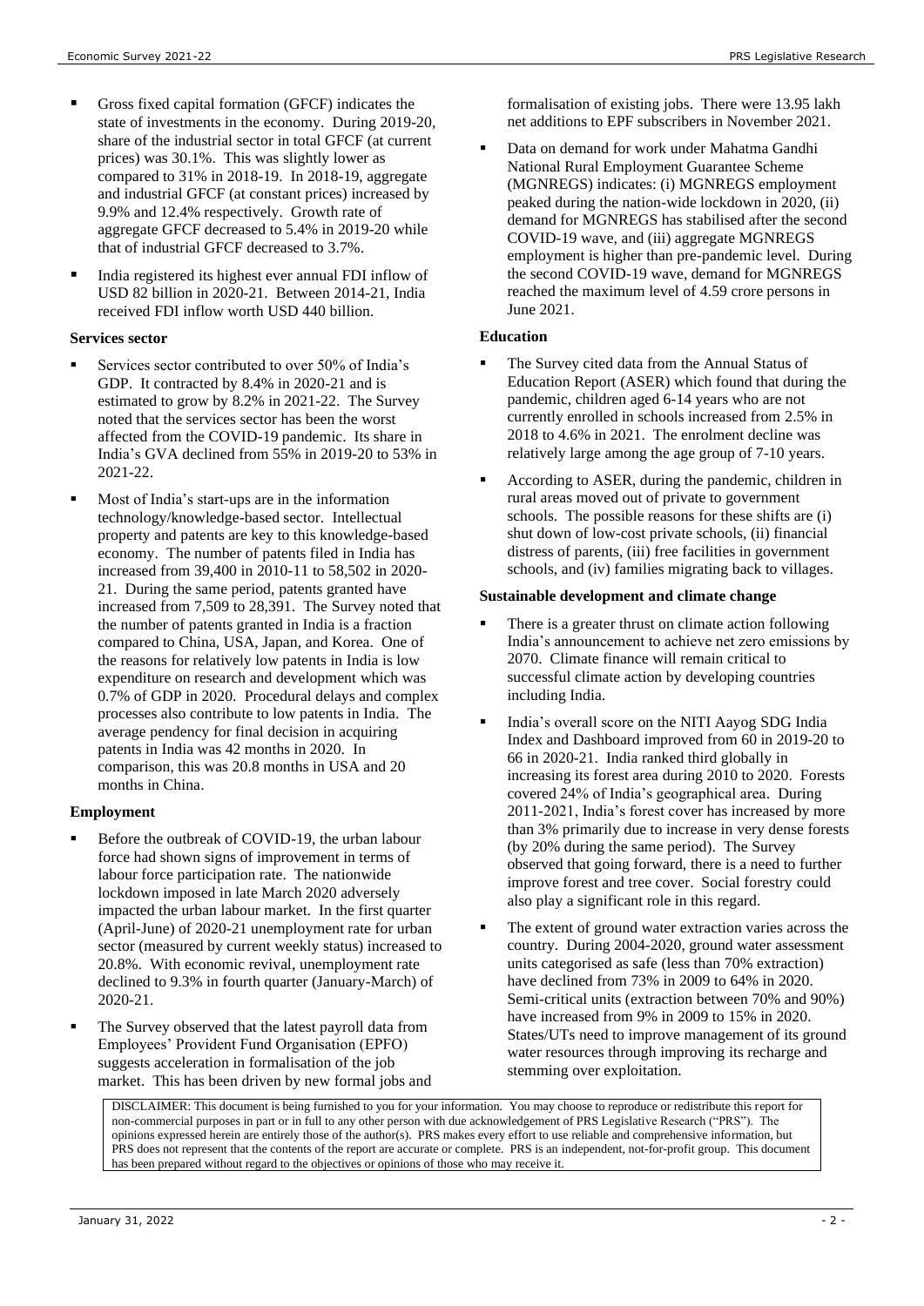- Gross fixed capital formation (GFCF) indicates the state of investments in the economy. During 2019-20, share of the industrial sector in total GFCF (at current prices) was 30.1%. This was slightly lower as compared to 31% in 2018-19. In 2018-19, aggregate and industrial GFCF (at constant prices) increased by 9.9% and 12.4% respectively. Growth rate of aggregate GFCF decreased to 5.4% in 2019-20 while that of industrial GFCF decreased to 3.7%.
- India registered its highest ever annual FDI inflow of USD 82 billion in 2020-21. Between 2014-21, India received FDI inflow worth USD 440 billion.

**Services sector**

- Services sector contributed to over 50% of India's GDP. It contracted by 8.4% in 2020-21 and is estimated to grow by 8.2% in 2021-22. The Survey noted that the services sector has been the worst affected from the COVID-19 pandemic. Its share in India's GVA declined from 55% in 2019-20 to 53% in 2021-22.
- Most of India's start-ups are in the information technology/knowledge-based sector. Intellectual property and patents are key to this knowledge-based economy. The number of patents filed in India has increased from 39,400 in 2010-11 to 58,502 in 2020-21. During the same period, patents granted have increased from 7,509 to 28,391. The Survey noted that the number of patents granted in India is a fraction compared to China, USA, Japan, and Korea. One of the reasons for relatively low patents in India is low expenditure on research and development which was 0.7% of GDP in 2020. Procedural delays and complex processes also contribute to low patents in India. The average pendency for final decision in acquiring patents in India was 42 months in 2020. In comparison, this was 20.8 months in USA and 20 months in China.

**Employment**

- Before the outbreak of COVID-19, the urban labour force had shown signs of improvement in terms of labour force participation rate. The nationwide lockdown imposed in late March 2020 adversely impacted the urban labour market. In the first quarter (April-June) of 2020-21 unemployment rate for urban sector (measured by current weekly status) increased to 20.8%. With economic revival, unemployment rate declined to 9.3% in fourth quarter (January-March) of 2020-21.
- The Survey observed that the latest payroll data from Employees' Provident Fund Organisation (EPFO) suggests acceleration in formalisation of the job market. This has been driven by new formal jobs and formalisation of existing jobs. There were 13.95 lakh net additions to EPF subscribers in November 2021.
- Data on demand for work under Mahatma Gandhi National Rural Employment Guarantee Scheme (MGNREGS) indicates: (i) MGNREGS employment peaked during the nation-wide lockdown in 2020, (ii) demand for MGNREGS has stabilised after the second COVID-19 wave, and (iii) aggregate MGNREGS employment is higher than pre-pandemic level. During the second COVID-19 wave, demand for MGNREGS reached the maximum level of 4.59 crore persons in June 2021.

**Education**

- The Survey cited data from the Annual Status of Education Report (ASER) which found that during the pandemic, children aged 6-14 years who are not currently enrolled in schools increased from 2.5% in 2018 to 4.6% in 2021. The enrolment decline was relatively large among the age group of 7-10 years.
- According to ASER, during the pandemic, children in rural areas moved out of private to government schools. The possible reasons for these shifts are (i) shut down of low-cost private schools, (ii) financial distress of parents, (iii) free facilities in government schools, and (iv) families migrating back to villages.

**Sustainable development and climate change**

- There is a greater thrust on climate action following India's announcement to achieve net zero emissions by 2070. Climate finance will remain critical to successful climate action by developing countries including India.
- India's overall score on the NITI Aayog SDG India Index and Dashboard improved from 60 in 2019-20 to 66 in 2020-21. India ranked third globally in increasing its forest area during 2010 to 2020. Forests covered 24% of India's geographical area. During 2011-2021, India's forest cover has increased by more than 3% primarily due to increase in very dense forests (by 20% during the same period). The Survey observed that going forward, there is a need to further improve forest and tree cover. Social forestry could also play a significant role in this regard.
- The extent of ground water extraction varies across the country. During 2004-2020, ground water assessment units categorised as safe (less than 70% extraction) have declined from 73% in 2009 to 64% in 2020. Semi-critical units (extraction between 70% and 90%) have increased from 9% in 2009 to 15% in 2020. States/UTs need to improve management of its ground water resources through improving its recharge and stemming over exploitation.

DISCLAIMER: This document is being furnished to you for your information. You may choose to reproduce or redistribute this report for non-commercial purposes in part or in full to any other person with due acknowledgement of PRS Legislative Research ("PRS"). The opinions expressed herein are entirely those of the author(s). PRS makes every effort to use reliable and comprehensive information, but PRS does not represent that the contents of the report are accurate or complete. PRS is an independent, not-for-profit group. This document has been prepared without regard to the objectives or opinions of those who may receive it.